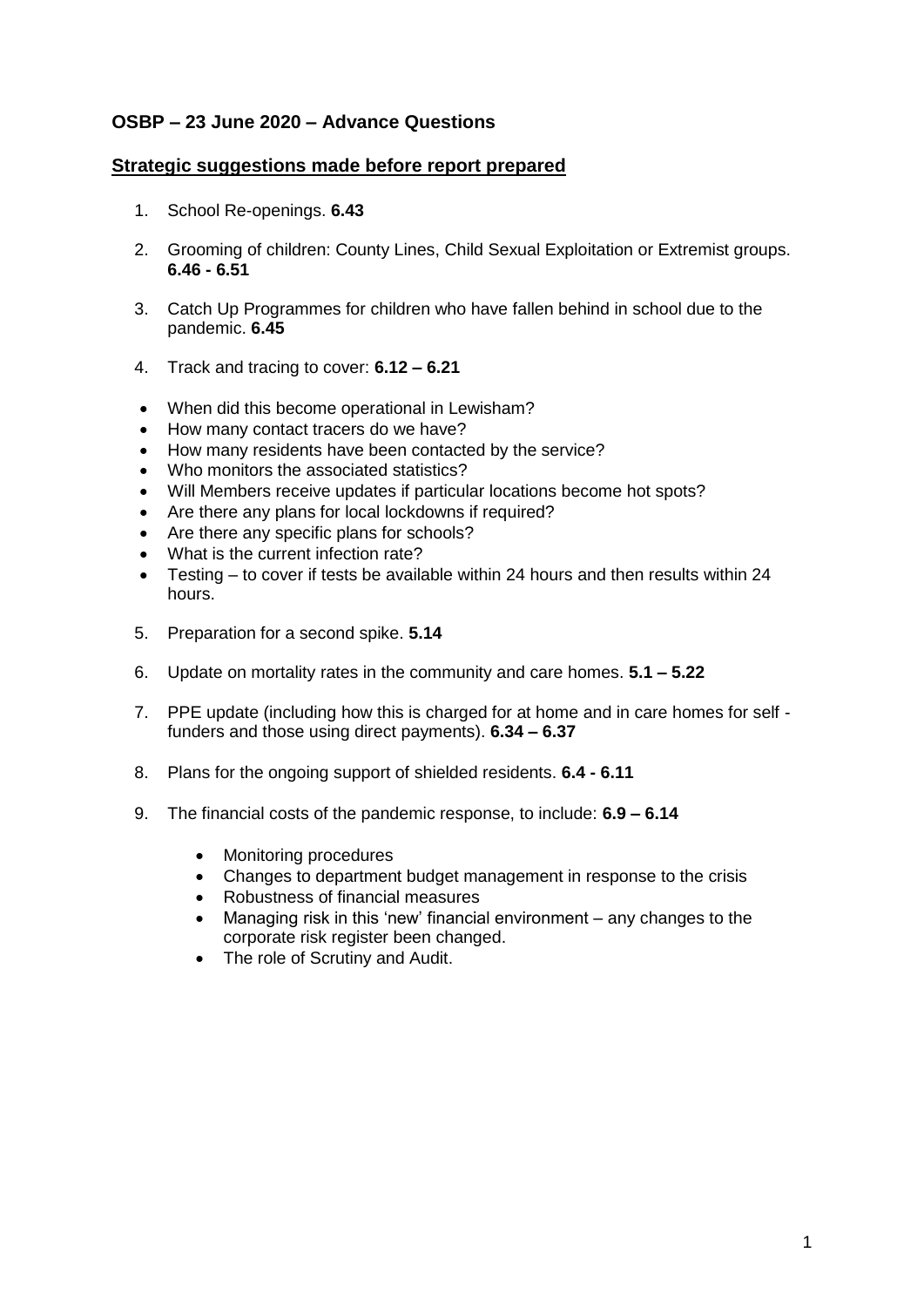## OSBP – 23 June 2020 – Advance Questions

### Strategic suggestions made before report prepared

1. School Re-openings. **6.43**

2. Grooming of children: County Lines, Child Sexual Exploitation or Extremist groups. **6.46 - 6.51**

3. Catch Up Programmes for children who have fallen behind in school due to the pandemic. **6.45**

4. Track and tracing to cover: **6.12 – 6.21**

- When did this become operational in Lewisham?
- How many contact tracers do we have?
- How many residents have been contacted by the service?
- Who monitors the associated statistics?
- Will Members receive updates if particular locations become hot spots?
- Are there any plans for local lockdowns if required?
- Are there any specific plans for schools?
- What is the current infection rate?
- Testing – to cover if tests be available within 24 hours and then results within 24 hours.

5. Preparation for a second spike. **5.14**

6. Update on mortality rates in the community and care homes. **5.1 – 5.22**

7. PPE update (including how this is charged for at home and in care homes for self - funders and those using direct payments). **6.34 – 6.37**

8. Plans for the ongoing support of shielded residents. **6.4 - 6.11**

9. The financial costs of the pandemic response, to include: **6.9 – 6.14**

    - Monitoring procedures
    - Changes to department budget management in response to the crisis
    - Robustness of financial measures
    - Managing risk in this 'new' financial environment – any changes to the corporate risk register been changed.
    - The role of Scrutiny and Audit.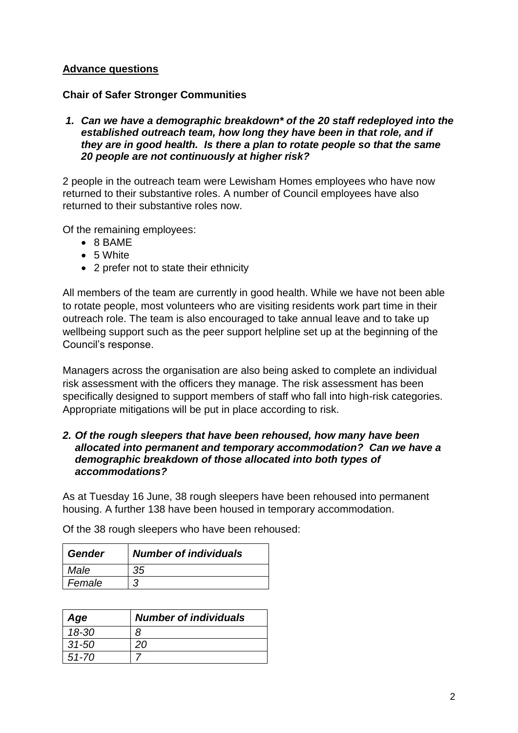## Advance questions

### Chair of Safer Stronger Communities

1. ***Can we have a demographic breakdown* of the 20 staff redeployed into the established outreach team, how long they have been in that role, and if they are in good health. Is there a plan to rotate people so that the same 20 people are not continuously at higher risk?***

2 people in the outreach team were Lewisham Homes employees who have now returned to their substantive roles. A number of Council employees have also returned to their substantive roles now.

Of the remaining employees:

- 8 BAME
- 5 White
- 2 prefer not to state their ethnicity

All members of the team are currently in good health. While we have not been able to rotate people, most volunteers who are visiting residents work part time in their outreach role. The team is also encouraged to take annual leave and to take up wellbeing support such as the peer support helpline set up at the beginning of the Council's response.

Managers across the organisation are also being asked to complete an individual risk assessment with the officers they manage. The risk assessment has been specifically designed to support members of staff who fall into high-risk categories. Appropriate mitigations will be put in place according to risk.

2. ***Of the rough sleepers that have been rehoused, how many have been allocated into permanent and temporary accommodation? Can we have a demographic breakdown of those allocated into both types of accommodations?***

As at Tuesday 16 June, 38 rough sleepers have been rehoused into permanent housing. A further 138 have been housed in temporary accommodation.

Of the 38 rough sleepers who have been rehoused:

| *Gender* | *Number of individuals* |
|---|---|
| *Male* | *35* |
| *Female* | *3* |

| *Age* | *Number of individuals* |
|---|---|
| *18-30* | *8* |
| *31-50* | *20* |
| *51-70* | *7* |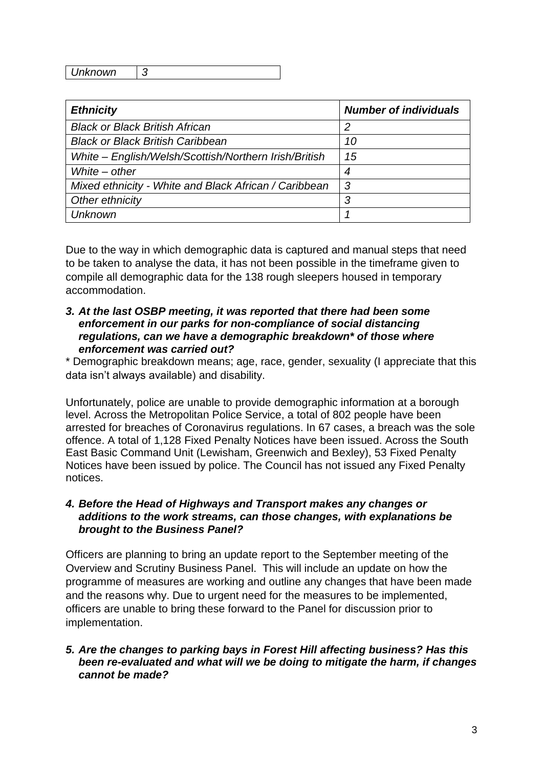| *Unknown* | *3* |
|---|---|

| ***Ethnicity*** | ***Number of individuals*** |
|---|---|
| *Black or Black British African* | *2* |
| *Black or Black British Caribbean* | *10* |
| *White – English/Welsh/Scottish/Northern Irish/British* | *15* |
| *White – other* | *4* |
| *Mixed ethnicity - White and Black African / Caribbean* | *3* |
| *Other ethnicity* | *3* |
| *Unknown* | *1* |

Due to the way in which demographic data is captured and manual steps that need to be taken to analyse the data, it has not been possible in the timeframe given to compile all demographic data for the 138 rough sleepers housed in temporary accommodation.

***3. At the last OSBP meeting, it was reported that there had been some enforcement in our parks for non-compliance of social distancing regulations, can we have a demographic breakdown* of those where enforcement was carried out?***

* Demographic breakdown means; age, race, gender, sexuality (I appreciate that this data isn't always available) and disability.

Unfortunately, police are unable to provide demographic information at a borough level. Across the Metropolitan Police Service, a total of 802 people have been arrested for breaches of Coronavirus regulations. In 67 cases, a breach was the sole offence. A total of 1,128 Fixed Penalty Notices have been issued. Across the South East Basic Command Unit (Lewisham, Greenwich and Bexley), 53 Fixed Penalty Notices have been issued by police. The Council has not issued any Fixed Penalty notices.

***4. Before the Head of Highways and Transport makes any changes or additions to the work streams, can those changes, with explanations be brought to the Business Panel?***

Officers are planning to bring an update report to the September meeting of the Overview and Scrutiny Business Panel. This will include an update on how the programme of measures are working and outline any changes that have been made and the reasons why. Due to urgent need for the measures to be implemented, officers are unable to bring these forward to the Panel for discussion prior to implementation.

***5. Are the changes to parking bays in Forest Hill affecting business? Has this been re-evaluated and what will we be doing to mitigate the harm, if changes cannot be made?***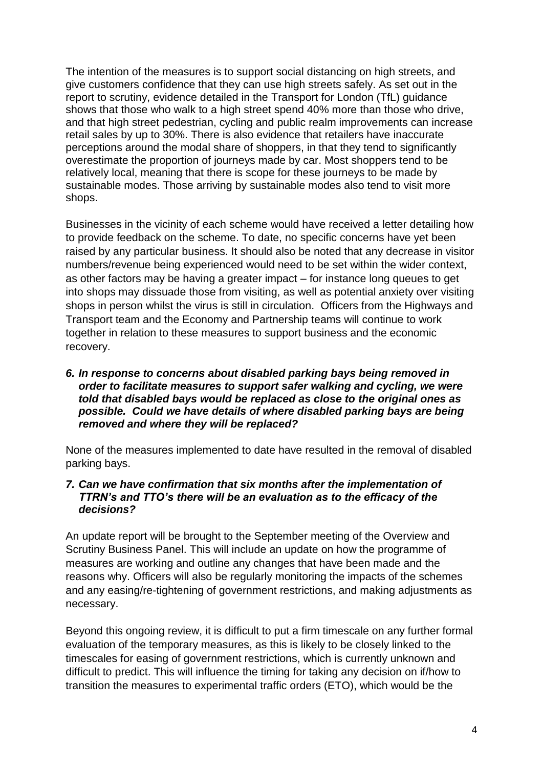The intention of the measures is to support social distancing on high streets, and give customers confidence that they can use high streets safely. As set out in the report to scrutiny, evidence detailed in the Transport for London (TfL) guidance shows that those who walk to a high street spend 40% more than those who drive, and that high street pedestrian, cycling and public realm improvements can increase retail sales by up to 30%. There is also evidence that retailers have inaccurate perceptions around the modal share of shoppers, in that they tend to significantly overestimate the proportion of journeys made by car. Most shoppers tend to be relatively local, meaning that there is scope for these journeys to be made by sustainable modes. Those arriving by sustainable modes also tend to visit more shops.

Businesses in the vicinity of each scheme would have received a letter detailing how to provide feedback on the scheme. To date, no specific concerns have yet been raised by any particular business. It should also be noted that any decrease in visitor numbers/revenue being experienced would need to be set within the wider context, as other factors may be having a greater impact – for instance long queues to get into shops may dissuade those from visiting, as well as potential anxiety over visiting shops in person whilst the virus is still in circulation. Officers from the Highways and Transport team and the Economy and Partnership teams will continue to work together in relation to these measures to support business and the economic recovery.

***6. In response to concerns about disabled parking bays being removed in order to facilitate measures to support safer walking and cycling, we were told that disabled bays would be replaced as close to the original ones as possible. Could we have details of where disabled parking bays are being removed and where they will be replaced?***

None of the measures implemented to date have resulted in the removal of disabled parking bays.

***7. Can we have confirmation that six months after the implementation of TTRN's and TTO's there will be an evaluation as to the efficacy of the decisions?***

An update report will be brought to the September meeting of the Overview and Scrutiny Business Panel. This will include an update on how the programme of measures are working and outline any changes that have been made and the reasons why. Officers will also be regularly monitoring the impacts of the schemes and any easing/re-tightening of government restrictions, and making adjustments as necessary.

Beyond this ongoing review, it is difficult to put a firm timescale on any further formal evaluation of the temporary measures, as this is likely to be closely linked to the timescales for easing of government restrictions, which is currently unknown and difficult to predict. This will influence the timing for taking any decision on if/how to transition the measures to experimental traffic orders (ETO), which would be the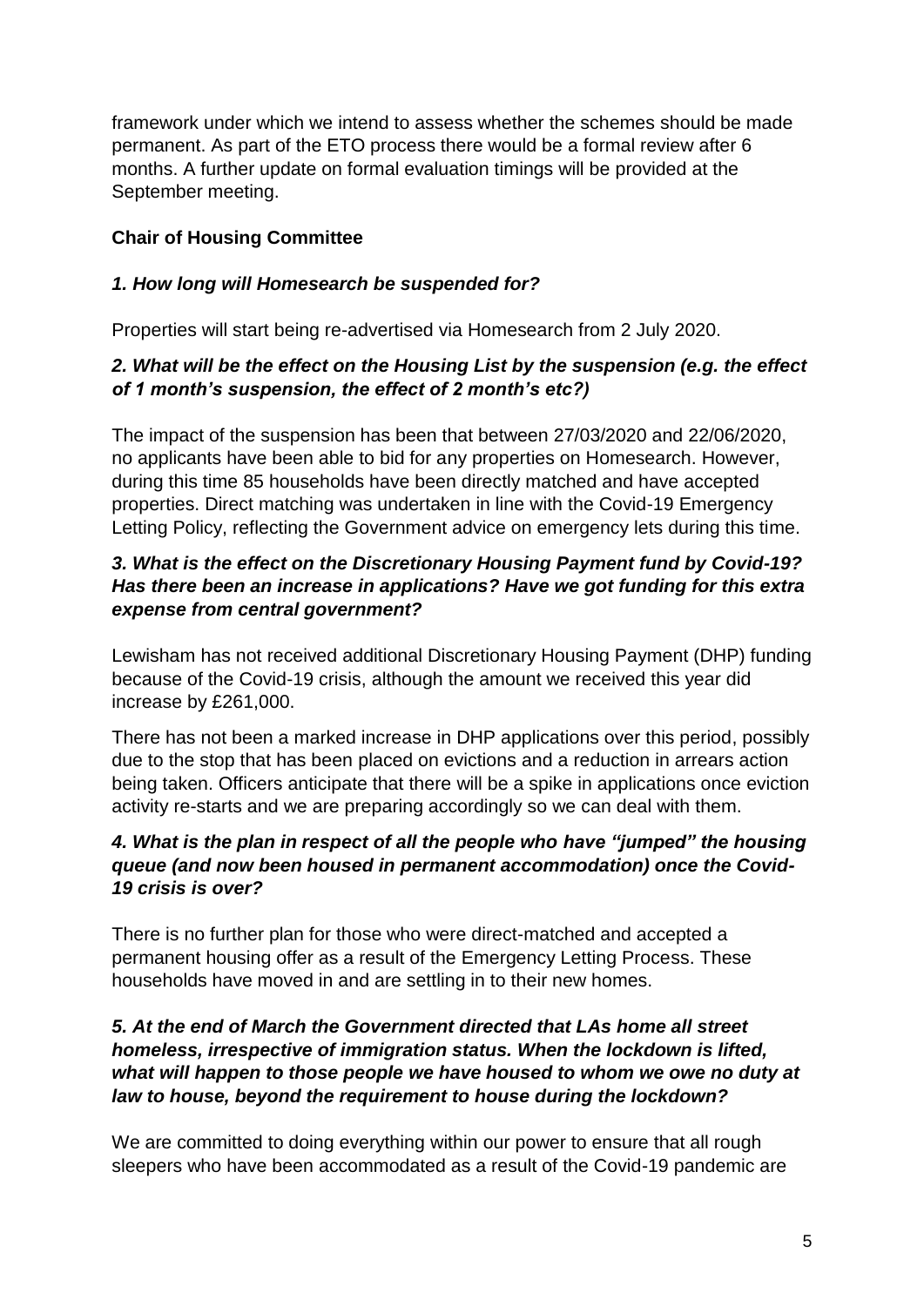framework under which we intend to assess whether the schemes should be made permanent. As part of the ETO process there would be a formal review after 6 months. A further update on formal evaluation timings will be provided at the September meeting.

**Chair of Housing Committee**

***1. How long will Homesearch be suspended for?***

Properties will start being re-advertised via Homesearch from 2 July 2020.

***2. What will be the effect on the Housing List by the suspension (e.g. the effect of 1 month's suspension, the effect of 2 month's etc?)***

The impact of the suspension has been that between 27/03/2020 and 22/06/2020, no applicants have been able to bid for any properties on Homesearch. However, during this time 85 households have been directly matched and have accepted properties. Direct matching was undertaken in line with the Covid-19 Emergency Letting Policy, reflecting the Government advice on emergency lets during this time.

***3. What is the effect on the Discretionary Housing Payment fund by Covid-19? Has there been an increase in applications? Have we got funding for this extra expense from central government?***

Lewisham has not received additional Discretionary Housing Payment (DHP) funding because of the Covid-19 crisis, although the amount we received this year did increase by £261,000.

There has not been a marked increase in DHP applications over this period, possibly due to the stop that has been placed on evictions and a reduction in arrears action being taken. Officers anticipate that there will be a spike in applications once eviction activity re-starts and we are preparing accordingly so we can deal with them.

***4. What is the plan in respect of all the people who have "jumped" the housing queue (and now been housed in permanent accommodation) once the Covid-19 crisis is over?***

There is no further plan for those who were direct-matched and accepted a permanent housing offer as a result of the Emergency Letting Process. These households have moved in and are settling in to their new homes.

***5. At the end of March the Government directed that LAs home all street homeless, irrespective of immigration status. When the lockdown is lifted, what will happen to those people we have housed to whom we owe no duty at law to house, beyond the requirement to house during the lockdown?***

We are committed to doing everything within our power to ensure that all rough sleepers who have been accommodated as a result of the Covid-19 pandemic are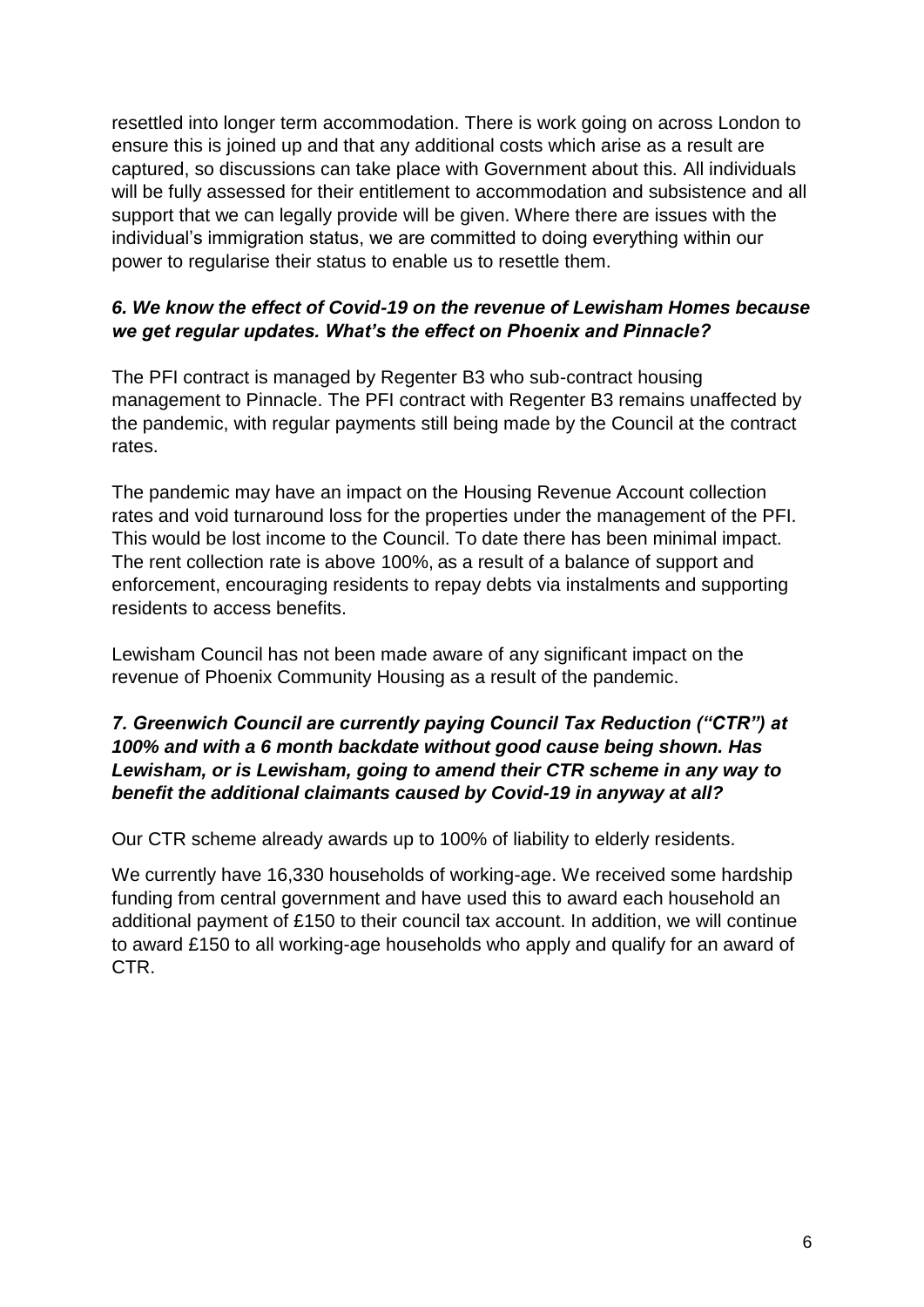resettled into longer term accommodation. There is work going on across London to ensure this is joined up and that any additional costs which arise as a result are captured, so discussions can take place with Government about this. All individuals will be fully assessed for their entitlement to accommodation and subsistence and all support that we can legally provide will be given. Where there are issues with the individual's immigration status, we are committed to doing everything within our power to regularise their status to enable us to resettle them.

***6. We know the effect of Covid-19 on the revenue of Lewisham Homes because we get regular updates. What's the effect on Phoenix and Pinnacle?***

The PFI contract is managed by Regenter B3 who sub-contract housing management to Pinnacle. The PFI contract with Regenter B3 remains unaffected by the pandemic, with regular payments still being made by the Council at the contract rates.

The pandemic may have an impact on the Housing Revenue Account collection rates and void turnaround loss for the properties under the management of the PFI. This would be lost income to the Council. To date there has been minimal impact. The rent collection rate is above 100%, as a result of a balance of support and enforcement, encouraging residents to repay debts via instalments and supporting residents to access benefits.

Lewisham Council has not been made aware of any significant impact on the revenue of Phoenix Community Housing as a result of the pandemic.

***7. Greenwich Council are currently paying Council Tax Reduction ("CTR") at 100% and with a 6 month backdate without good cause being shown. Has Lewisham, or is Lewisham, going to amend their CTR scheme in any way to benefit the additional claimants caused by Covid-19 in anyway at all?***

Our CTR scheme already awards up to 100% of liability to elderly residents.

We currently have 16,330 households of working-age. We received some hardship funding from central government and have used this to award each household an additional payment of £150 to their council tax account. In addition, we will continue to award £150 to all working-age households who apply and qualify for an award of CTR.